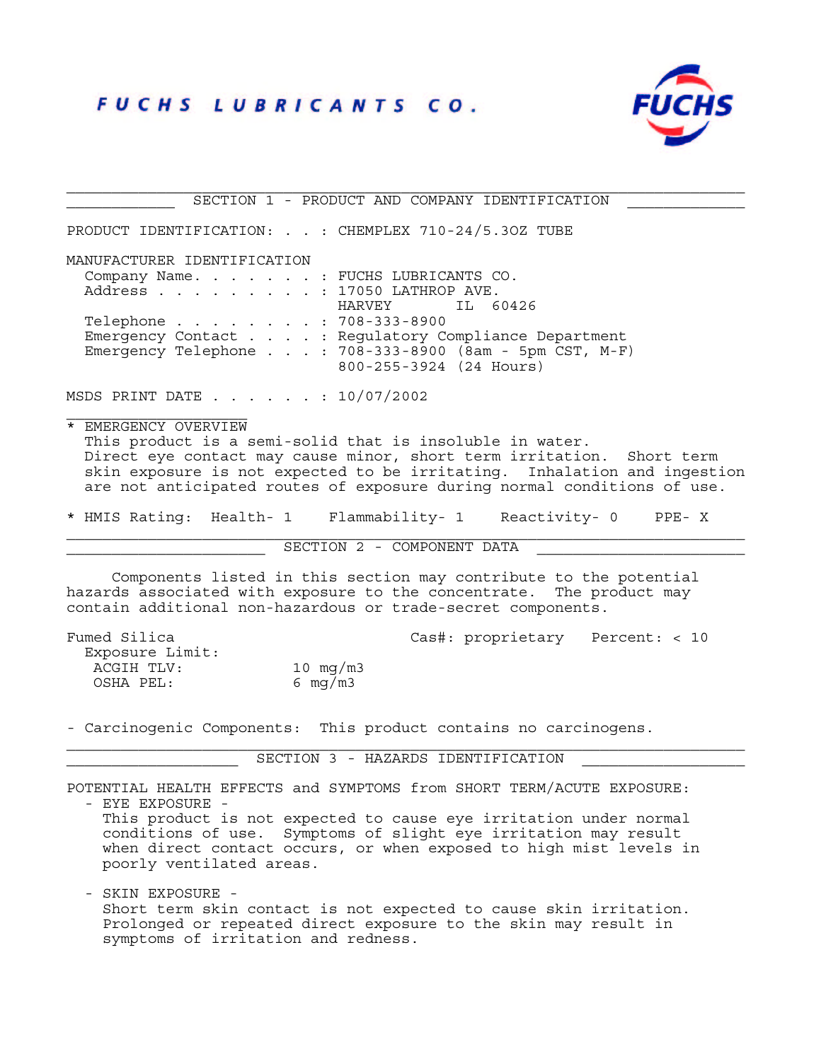# FUCHS LUBRICANTS CO.

FUCHS

## SECTION 1 - PRODUCT AND COMPANY IDENTIFICATION

PRODUCT IDENTIFICATION: . . : CHEMPLEX 710-24/5.3OZ TUBE

MANUFACTURER IDENTIFICATION

- Company Name. . . . . . . : FUCHS LUBRICANTS CO.
- Address . . . . . . . . . : 17050 LATHROP AVE.
  HARVEY IL 60426
- Telephone . . . . . . . . : 708-333-8900
- Emergency Contact . . . . : Regulatory Compliance Department
- Emergency Telephone . . . : 708-333-8900 (8am - 5pm CST, M-F)
  800-255-3924 (24 Hours)

MSDS PRINT DATE . . . . . . : 10/07/2002

\* EMERGENCY OVERVIEW

This product is a semi-solid that is insoluble in water. Direct eye contact may cause minor, short term irritation. Short term skin exposure is not expected to be irritating. Inhalation and ingestion are not anticipated routes of exposure during normal conditions of use.

\* HMIS Rating: Health- 1 Flammability- 1 Reactivity- 0 PPE- X

## SECTION 2 - COMPONENT DATA

Components listed in this section may contribute to the potential hazards associated with exposure to the concentrate. The product may contain additional non-hazardous or trade-secret components.

Fumed Silica Cas#: proprietary Percent: < 10

Exposure Limit:

- ACGIH TLV: 10 mg/m3
- OSHA PEL: 6 mg/m3

- Carcinogenic Components: This product contains no carcinogens.

## SECTION 3 - HAZARDS IDENTIFICATION

POTENTIAL HEALTH EFFECTS and SYMPTOMS from SHORT TERM/ACUTE EXPOSURE:

- EYE EXPOSURE -
  This product is not expected to cause eye irritation under normal conditions of use. Symptoms of slight eye irritation may result when direct contact occurs, or when exposed to high mist levels in poorly ventilated areas.

- SKIN EXPOSURE -
  Short term skin contact is not expected to cause skin irritation. Prolonged or repeated direct exposure to the skin may result in symptoms of irritation and redness.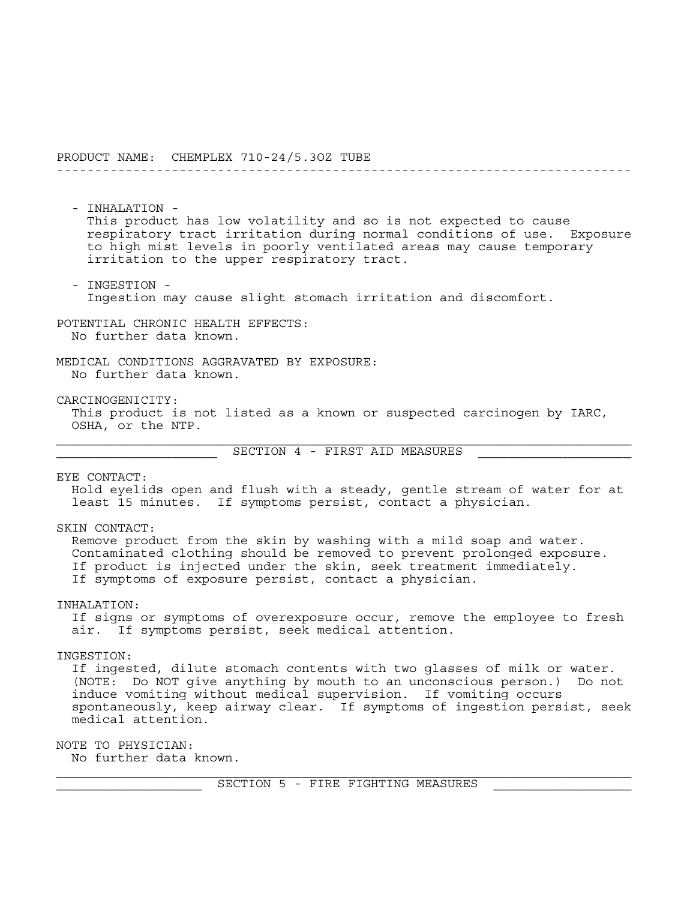PRODUCT NAME: CHEMPLEX 710-24/5.3OZ TUBE

- INHALATION -
  This product has low volatility and so is not expected to cause respiratory tract irritation during normal conditions of use. Exposure to high mist levels in poorly ventilated areas may cause temporary irritation to the upper respiratory tract.

- INGESTION -
  Ingestion may cause slight stomach irritation and discomfort.

POTENTIAL CHRONIC HEALTH EFFECTS:
No further data known.

MEDICAL CONDITIONS AGGRAVATED BY EXPOSURE:
No further data known.

CARCINOGENICITY:
This product is not listed as a known or suspected carcinogen by IARC, OSHA, or the NTP.

## SECTION 4 - FIRST AID MEASURES

EYE CONTACT:
Hold eyelids open and flush with a steady, gentle stream of water for at least 15 minutes. If symptoms persist, contact a physician.

SKIN CONTACT:
Remove product from the skin by washing with a mild soap and water. Contaminated clothing should be removed to prevent prolonged exposure. If product is injected under the skin, seek treatment immediately. If symptoms of exposure persist, contact a physician.

INHALATION:
If signs or symptoms of overexposure occur, remove the employee to fresh air. If symptoms persist, seek medical attention.

INGESTION:
If ingested, dilute stomach contents with two glasses of milk or water. (NOTE: Do NOT give anything by mouth to an unconscious person.) Do not induce vomiting without medical supervision. If vomiting occurs spontaneously, keep airway clear. If symptoms of ingestion persist, seek medical attention.

NOTE TO PHYSICIAN:
No further data known.

## SECTION 5 - FIRE FIGHTING MEASURES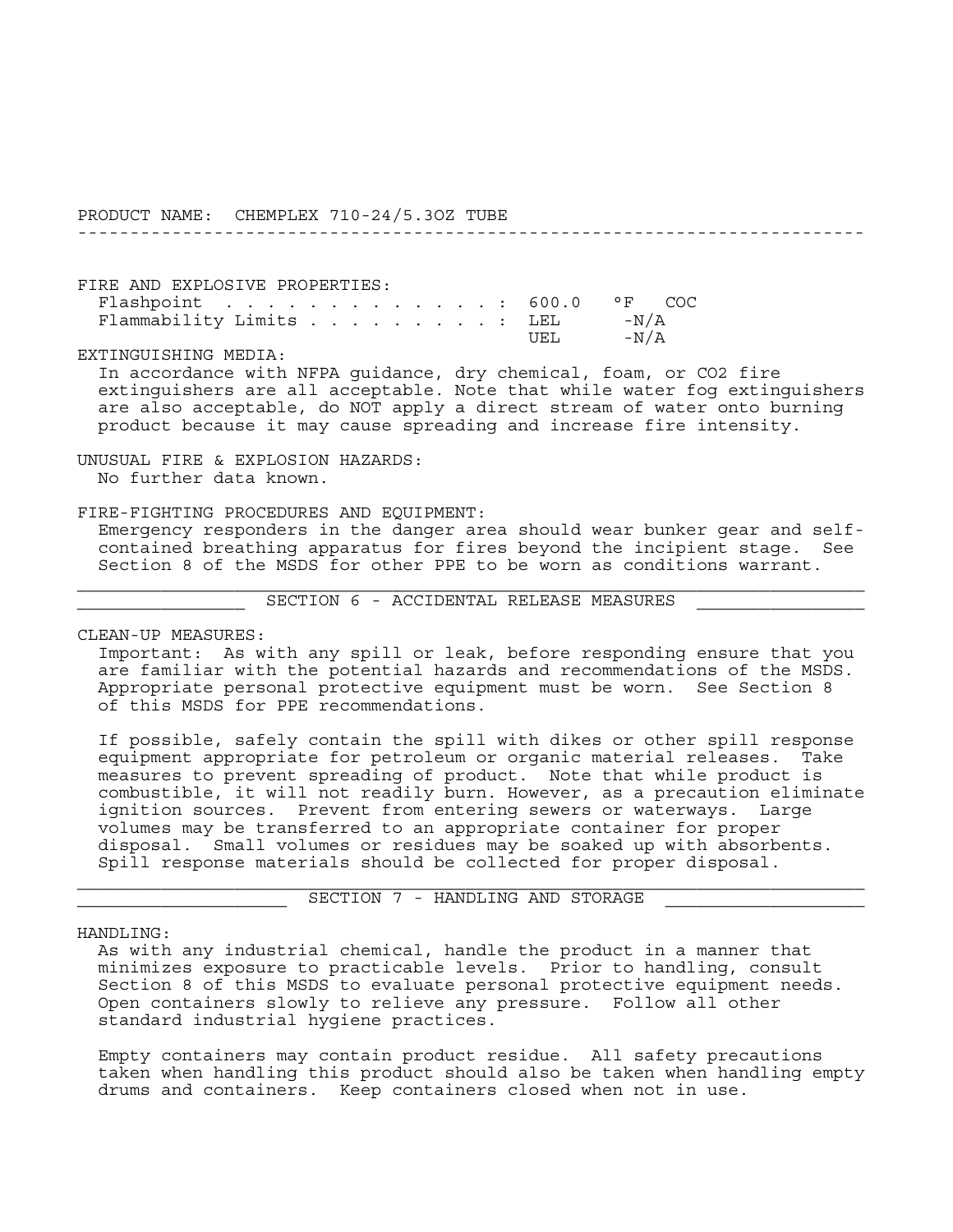PRODUCT NAME: CHEMPLEX 710-24/5.3OZ TUBE

---

FIRE AND EXPLOSIVE PROPERTIES:

Flashpoint . . . . . . . . . . . . . : 600.0 °F COC

Flammability Limits . . . . . . . . . : LEL -N/A

UEL -N/A

EXTINGUISHING MEDIA:

In accordance with NFPA guidance, dry chemical, foam, or $CO_2$ fire extinguishers are all acceptable. Note that while water fog extinguishers are also acceptable, do NOT apply a direct stream of water onto burning product because it may cause spreading and increase fire intensity.

UNUSUAL FIRE & EXPLOSION HAZARDS:

No further data known.

FIRE-FIGHTING PROCEDURES AND EQUIPMENT:

Emergency responders in the danger area should wear bunker gear and self-contained breathing apparatus for fires beyond the incipient stage. See Section 8 of the MSDS for other PPE to be worn as conditions warrant.

## SECTION 6 - ACCIDENTAL RELEASE MEASURES

CLEAN-UP MEASURES:

Important: As with any spill or leak, before responding ensure that you are familiar with the potential hazards and recommendations of the MSDS. Appropriate personal protective equipment must be worn. See Section 8 of this MSDS for PPE recommendations.

If possible, safely contain the spill with dikes or other spill response equipment appropriate for petroleum or organic material releases. Take measures to prevent spreading of product. Note that while product is combustible, it will not readily burn. However, as a precaution eliminate ignition sources. Prevent from entering sewers or waterways. Large volumes may be transferred to an appropriate container for proper disposal. Small volumes or residues may be soaked up with absorbents. Spill response materials should be collected for proper disposal.

## SECTION 7 - HANDLING AND STORAGE

HANDLING:

As with any industrial chemical, handle the product in a manner that minimizes exposure to practicable levels. Prior to handling, consult Section 8 of this MSDS to evaluate personal protective equipment needs. Open containers slowly to relieve any pressure. Follow all other standard industrial hygiene practices.

Empty containers may contain product residue. All safety precautions taken when handling this product should also be taken when handling empty drums and containers. Keep containers closed when not in use.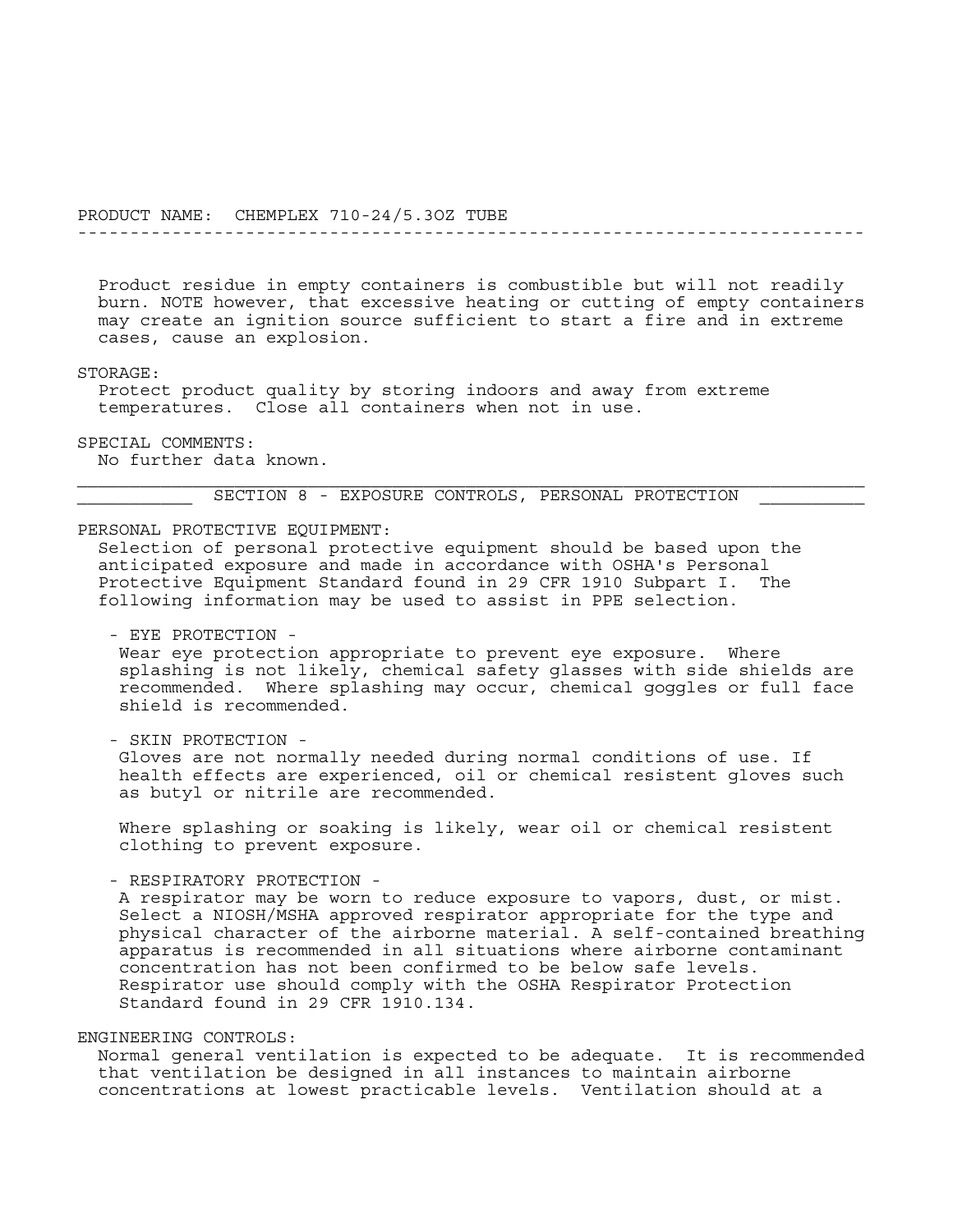PRODUCT NAME: CHEMPLEX 710-24/5.3OZ TUBE

Product residue in empty containers is combustible but will not readily burn. NOTE however, that excessive heating or cutting of empty containers may create an ignition source sufficient to start a fire and in extreme cases, cause an explosion.

STORAGE:
Protect product quality by storing indoors and away from extreme temperatures. Close all containers when not in use.

SPECIAL COMMENTS:
No further data known.

## SECTION 8 - EXPOSURE CONTROLS, PERSONAL PROTECTION

PERSONAL PROTECTIVE EQUIPMENT:
Selection of personal protective equipment should be based upon the anticipated exposure and made in accordance with OSHA's Personal Protective Equipment Standard found in 29 CFR 1910 Subpart I. The following information may be used to assist in PPE selection.

- EYE PROTECTION -
Wear eye protection appropriate to prevent eye exposure. Where splashing is not likely, chemical safety glasses with side shields are recommended. Where splashing may occur, chemical goggles or full face shield is recommended.

- SKIN PROTECTION -
Gloves are not normally needed during normal conditions of use. If health effects are experienced, oil or chemical resistent gloves such as butyl or nitrile are recommended.

Where splashing or soaking is likely, wear oil or chemical resistent clothing to prevent exposure.

- RESPIRATORY PROTECTION -
A respirator may be worn to reduce exposure to vapors, dust, or mist. Select a NIOSH/MSHA approved respirator appropriate for the type and physical character of the airborne material. A self-contained breathing apparatus is recommended in all situations where airborne contaminant concentration has not been confirmed to be below safe levels. Respirator use should comply with the OSHA Respirator Protection Standard found in 29 CFR 1910.134.

ENGINEERING CONTROLS:
Normal general ventilation is expected to be adequate. It is recommended that ventilation be designed in all instances to maintain airborne concentrations at lowest practicable levels. Ventilation should at a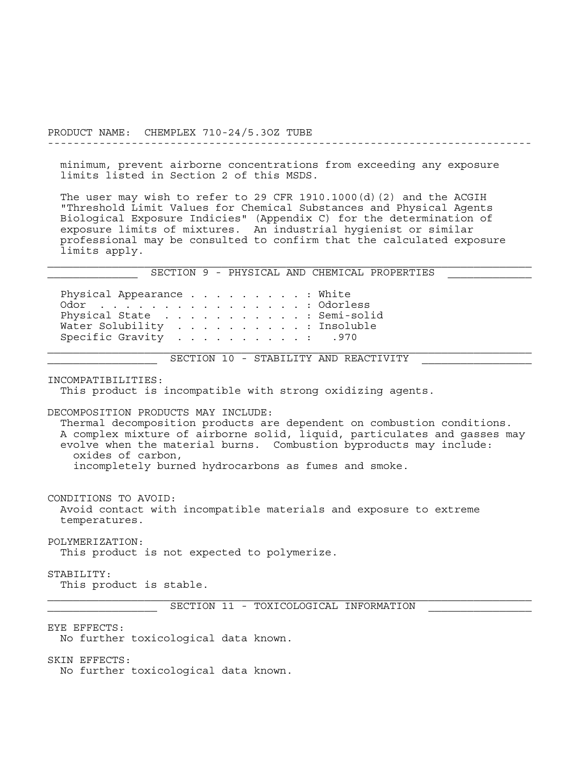minimum, prevent airborne concentrations from exceeding any exposure limits listed in Section 2 of this MSDS.

The user may wish to refer to 29 CFR 1910.1000(d)(2) and the ACGIH "Threshold Limit Values for Chemical Substances and Physical Agents Biological Exposure Indicies" (Appendix C) for the determination of exposure limits of mixtures. An industrial hygienist or similar professional may be consulted to confirm that the calculated exposure limits apply.

## SECTION 9 - PHYSICAL AND CHEMICAL PROPERTIES

Physical Appearance . . . . . . . . . : White
Odor . . . . . . . . . . . . . . . . . : Odorless
Physical State . . . . . . . . . . . : Semi-solid
Water Solubility . . . . . . . . . . : Insoluble
Specific Gravity . . . . . . . . . . : .970

## SECTION 10 - STABILITY AND REACTIVITY

INCOMPATIBILITIES:
This product is incompatible with strong oxidizing agents.

DECOMPOSITION PRODUCTS MAY INCLUDE:
Thermal decomposition products are dependent on combustion conditions. A complex mixture of airborne solid, liquid, particulates and gasses may evolve when the material burns. Combustion byproducts may include:
oxides of carbon,
incompletely burned hydrocarbons as fumes and smoke.

CONDITIONS TO AVOID:
Avoid contact with incompatible materials and exposure to extreme temperatures.

POLYMERIZATION:
This product is not expected to polymerize.

STABILITY:
This product is stable.

## SECTION 11 - TOXICOLOGICAL INFORMATION

EYE EFFECTS:
No further toxicological data known.

SKIN EFFECTS:
No further toxicological data known.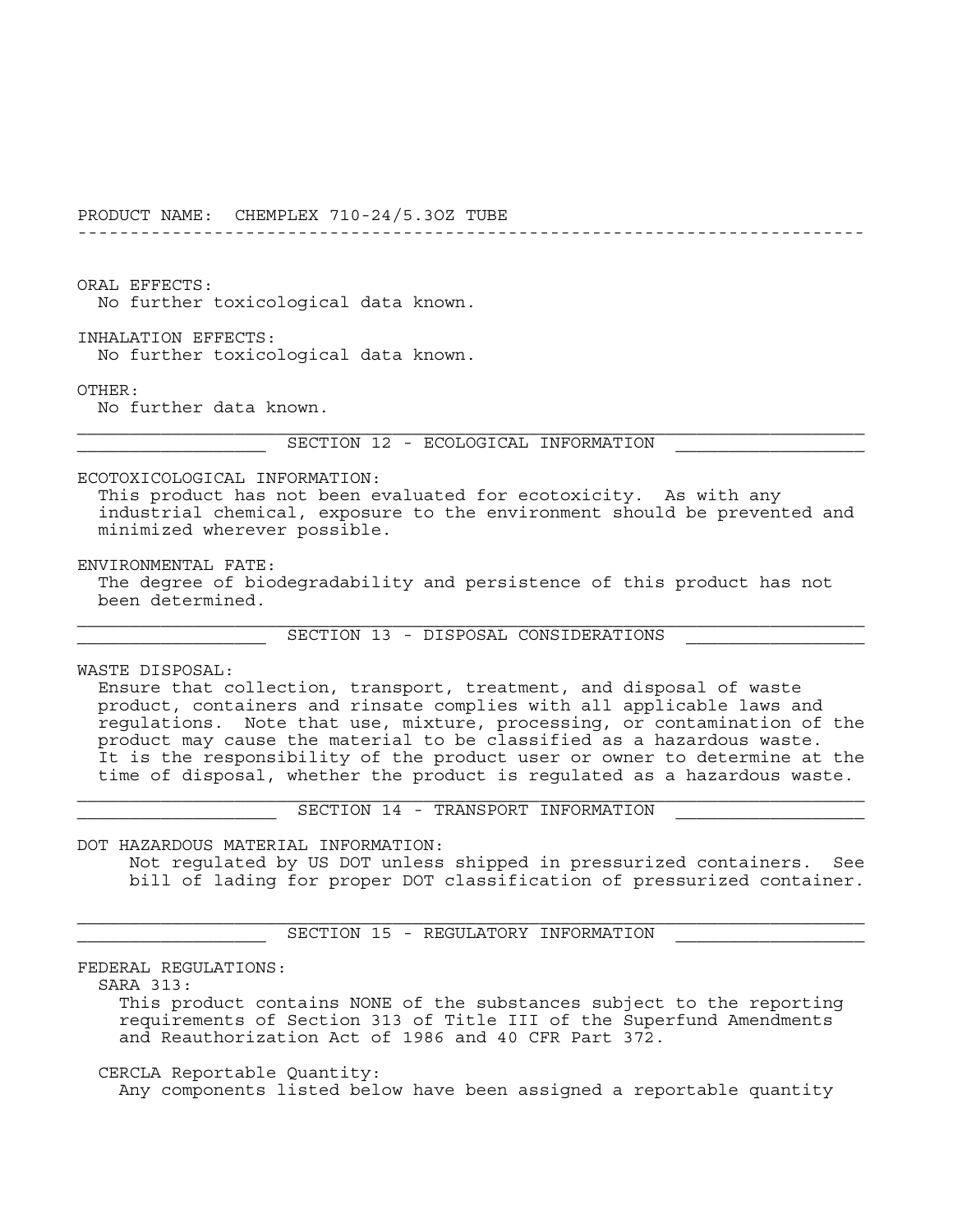PRODUCT NAME: CHEMPLEX 710-24/5.3OZ TUBE

ORAL EFFECTS:
No further toxicological data known.

INHALATION EFFECTS:
No further toxicological data known.

OTHER:
No further data known.

## SECTION 12 - ECOLOGICAL INFORMATION

ECOTOXICOLOGICAL INFORMATION:
This product has not been evaluated for ecotoxicity. As with any industrial chemical, exposure to the environment should be prevented and minimized wherever possible.

ENVIRONMENTAL FATE:
The degree of biodegradability and persistence of this product has not been determined.

## SECTION 13 - DISPOSAL CONSIDERATIONS

WASTE DISPOSAL:
Ensure that collection, transport, treatment, and disposal of waste product, containers and rinsate complies with all applicable laws and regulations. Note that use, mixture, processing, or contamination of the product may cause the material to be classified as a hazardous waste. It is the responsibility of the product user or owner to determine at the time of disposal, whether the product is regulated as a hazardous waste.

## SECTION 14 - TRANSPORT INFORMATION

DOT HAZARDOUS MATERIAL INFORMATION:
Not regulated by US DOT unless shipped in pressurized containers. See bill of lading for proper DOT classification of pressurized container.

## SECTION 15 - REGULATORY INFORMATION

FEDERAL REGULATIONS:

SARA 313:
This product contains NONE of the substances subject to the reporting requirements of Section 313 of Title III of the Superfund Amendments and Reauthorization Act of 1986 and 40 CFR Part 372.

CERCLA Reportable Quantity:
Any components listed below have been assigned a reportable quantity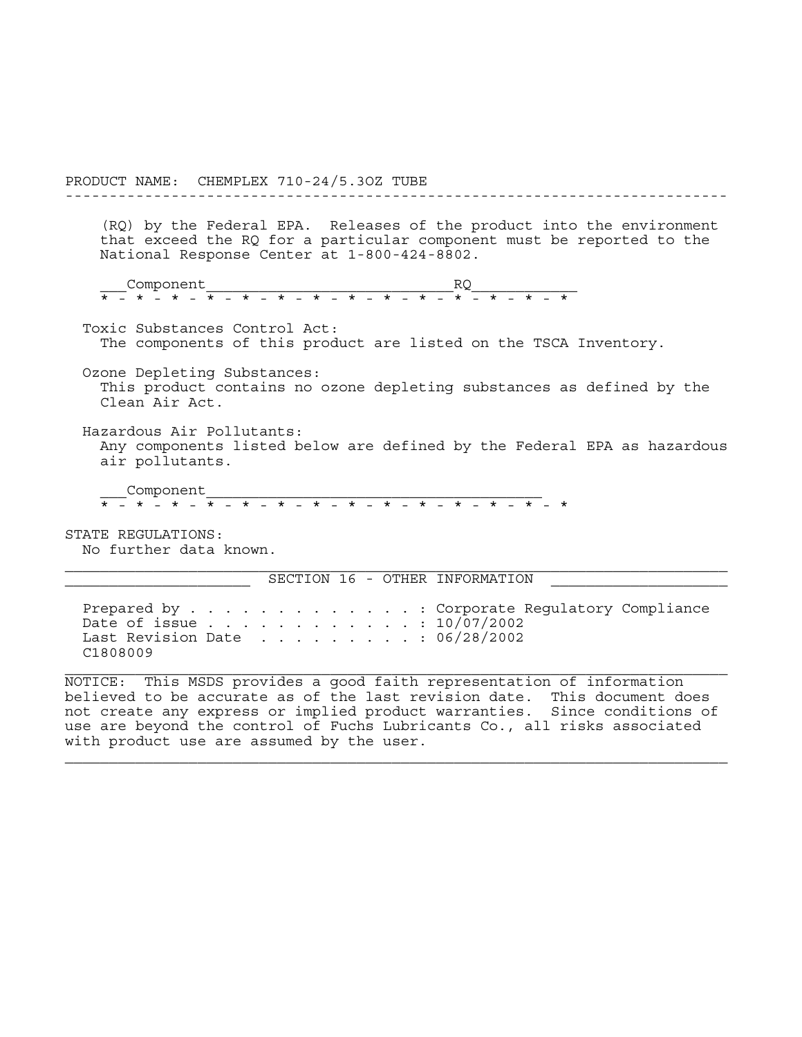PRODUCT NAME: CHEMPLEX 710-24/5.3OZ TUBE

(RQ) by the Federal EPA. Releases of the product into the environment that exceed the RQ for a particular component must be reported to the National Response Center at 1-800-424-8802.

| Component | RQ |
| --- | --- |

Toxic Substances Control Act:
The components of this product are listed on the TSCA Inventory.

Ozone Depleting Substances:
This product contains no ozone depleting substances as defined by the Clean Air Act.

Hazardous Air Pollutants:
Any components listed below are defined by the Federal EPA as hazardous air pollutants.

| Component |
| --- |

STATE REGULATIONS:
No further data known.

## SECTION 16 - OTHER INFORMATION

Prepared by . . . . . . . . . . . . . : Corporate Regulatory Compliance
Date of issue . . . . . . . . . . . . : 10/07/2002
Last Revision Date . . . . . . . . . : 06/28/2002
C1808009

NOTICE: This MSDS provides a good faith representation of information believed to be accurate as of the last revision date. This document does not create any express or implied product warranties. Since conditions of use are beyond the control of Fuchs Lubricants Co., all risks associated with product use are assumed by the user.